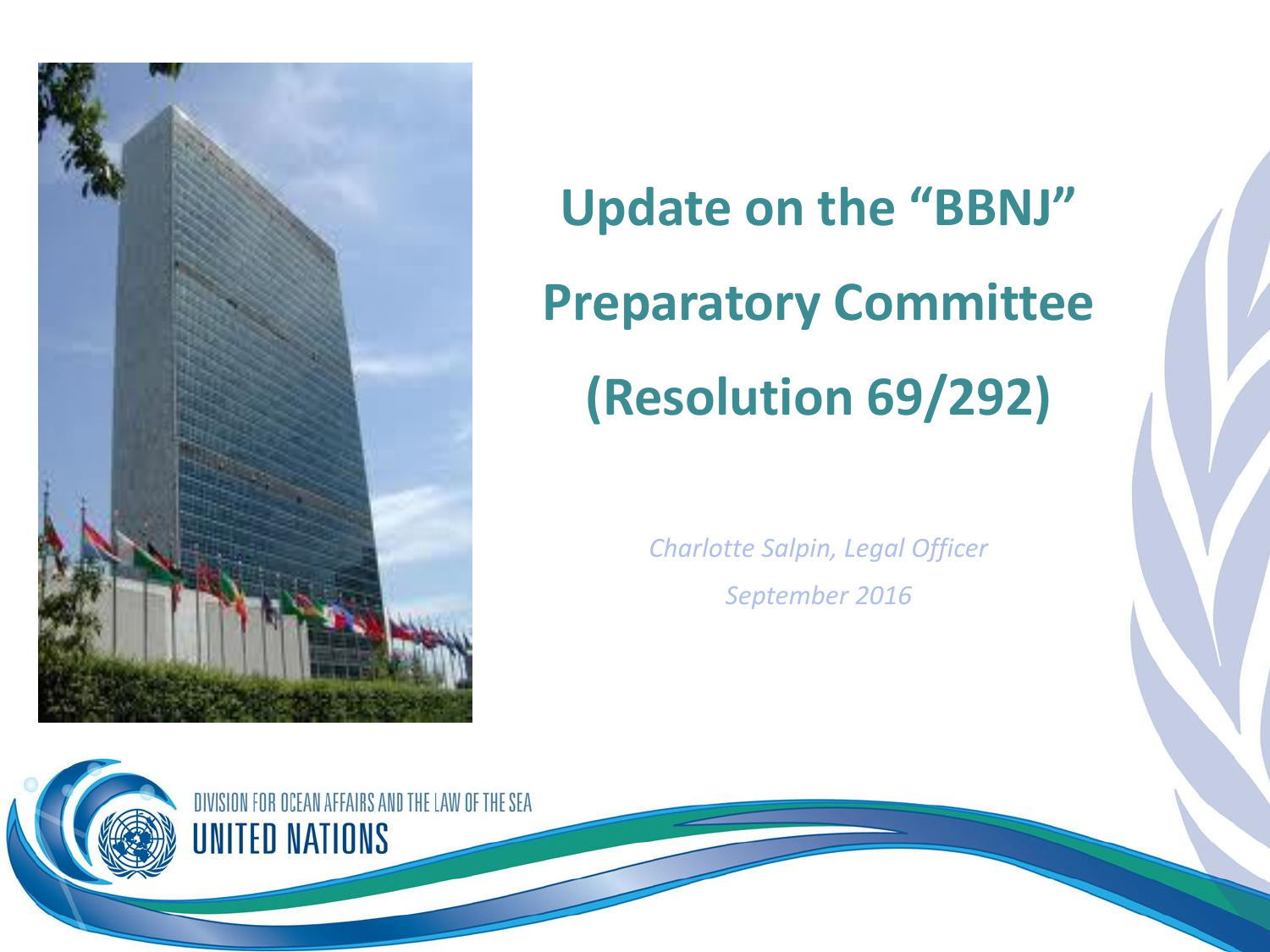# Update on the "BBNJ" Preparatory Committee (Resolution 69/292)

*Charlotte Salpin, Legal Officer*

*September 2016*

DIVISION FOR OCEAN AFFAIRS AND THE LAW OF THE SEA

UNITED NATIONS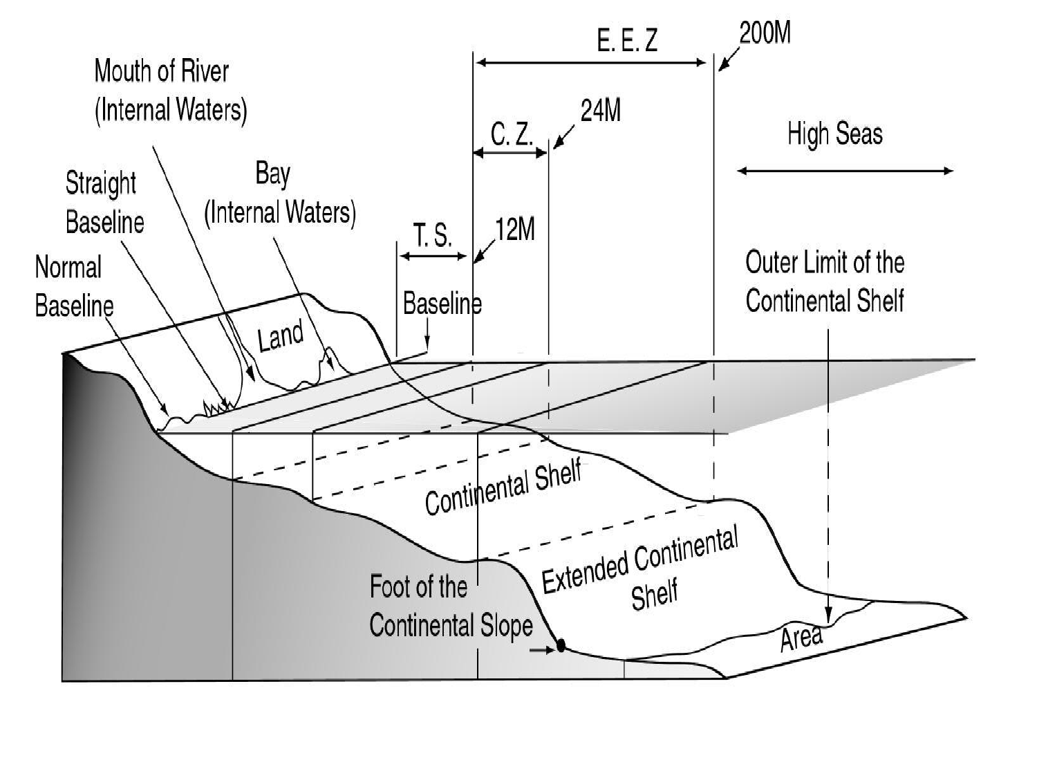E. E. Z

200M

Mouth of River
(Internal Waters)

C. Z.

24M

High Seas

Straight
Baseline

Bay
(Internal Waters)

T. S.

12M

Normal
Baseline

Baseline

Outer Limit of the
Continental Shelf

Land

Continental Shelf

Extended Continental
Shelf

Foot of the
Continental Slope

Area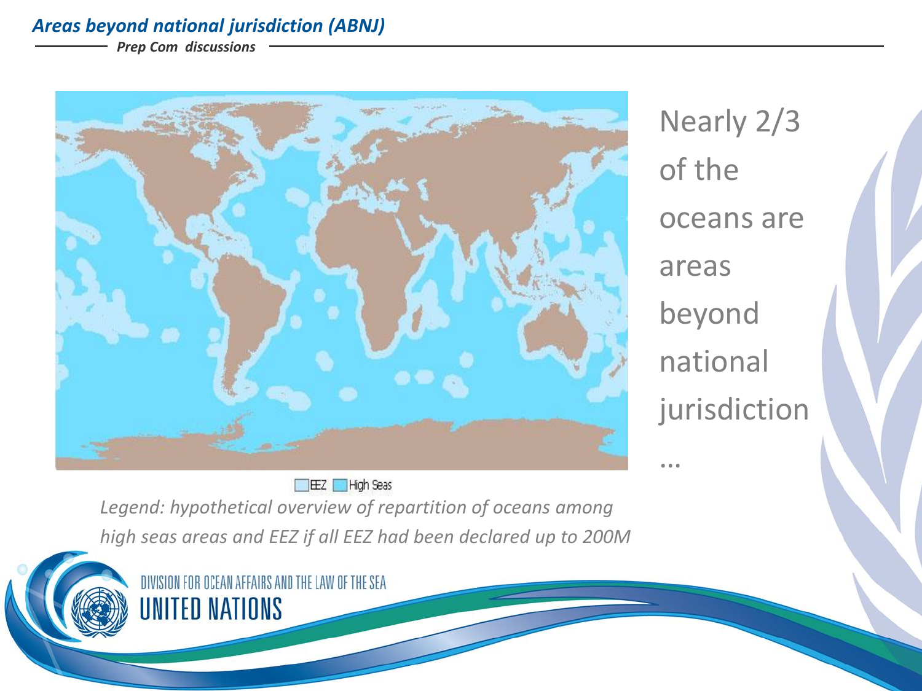## *Areas beyond national jurisdiction (ABNJ)*

***Prep Com discussions***

EEZ High Seas

*Legend: hypothetical overview of repartition of oceans among high seas areas and EEZ if all EEZ had been declared up to 200M*

Nearly 2/3 of the oceans are areas beyond national jurisdiction …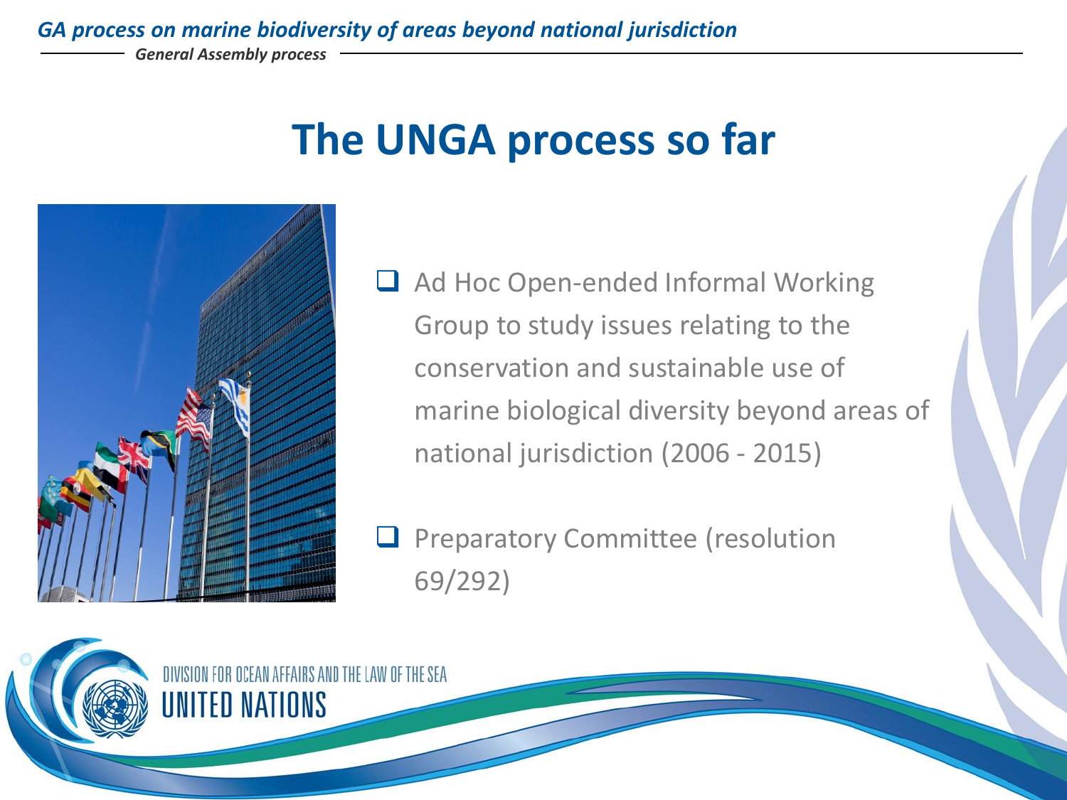## The UNGA process so far

- Ad Hoc Open-ended Informal Working Group to study issues relating to the conservation and sustainable use of marine biological diversity beyond areas of national jurisdiction (2006 - 2015)

- Preparatory Committee (resolution 69/292)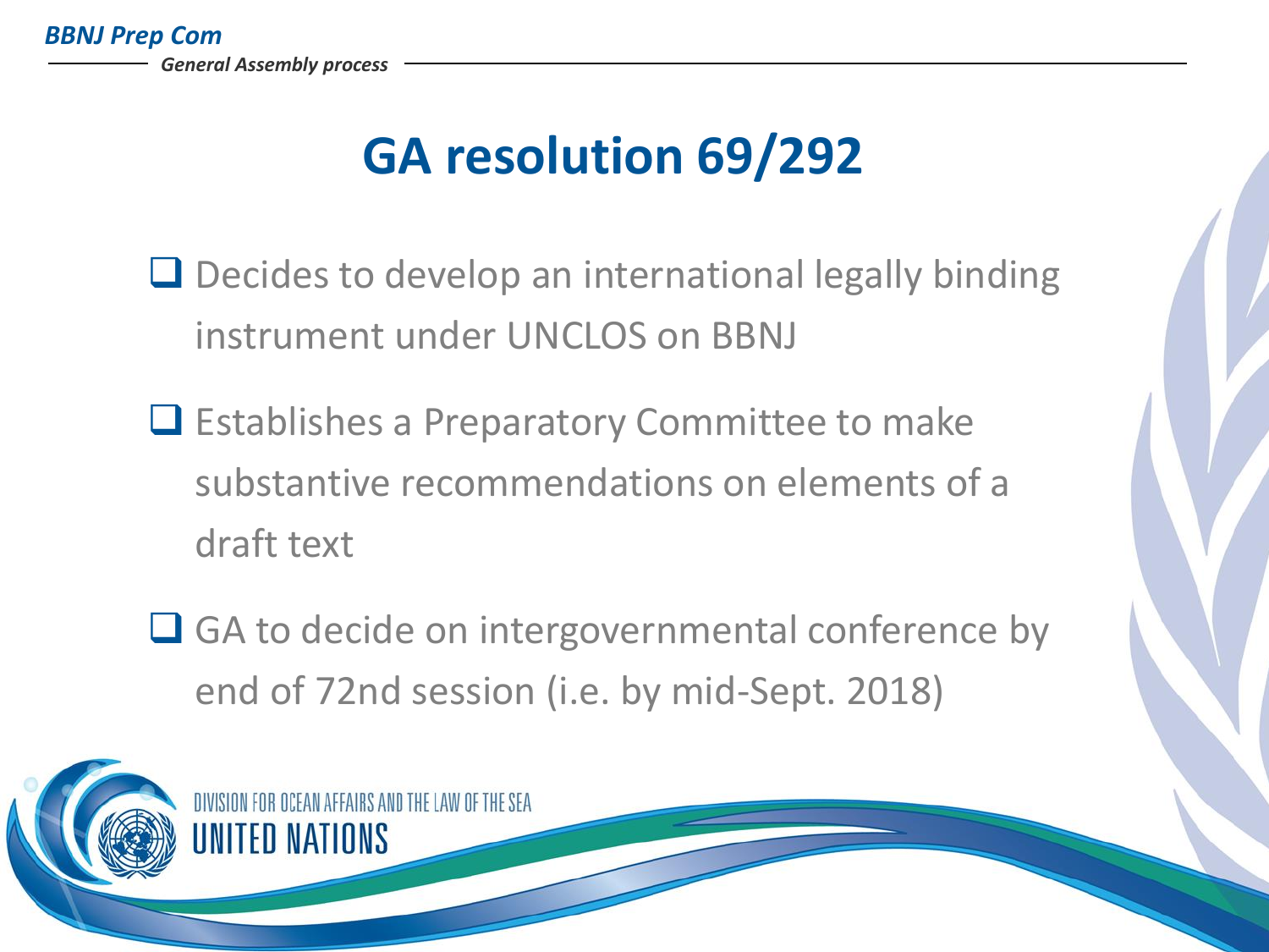# GA resolution 69/292

- Decides to develop an international legally binding instrument under UNCLOS on BBNJ
- Establishes a Preparatory Committee to make substantive recommendations on elements of a draft text
- GA to decide on intergovernmental conference by end of 72nd session (i.e. by mid-Sept. 2018)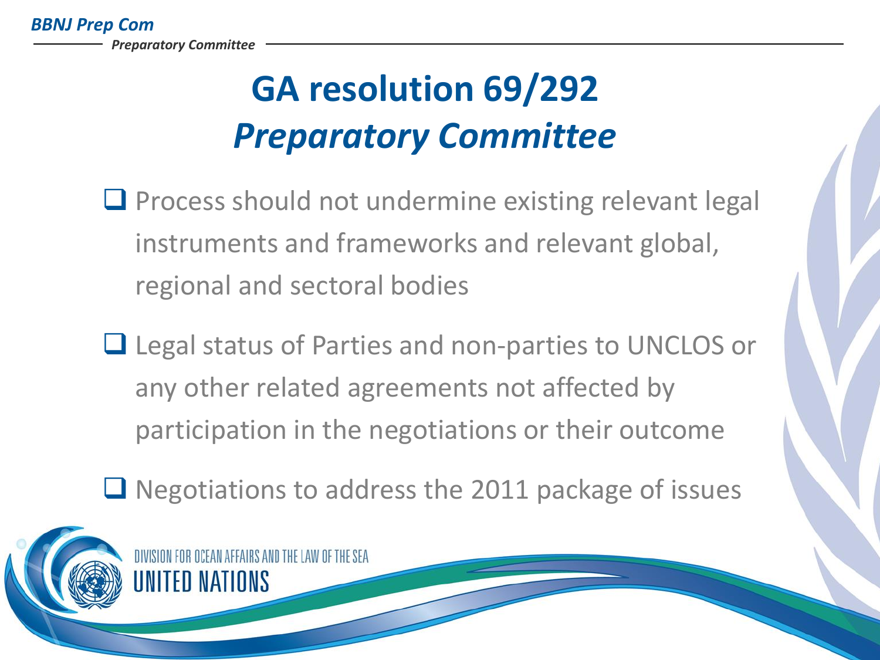# GA resolution 69/292
## *Preparatory Committee*

- Process should not undermine existing relevant legal instruments and frameworks and relevant global, regional and sectoral bodies
- Legal status of Parties and non-parties to UNCLOS or any other related agreements not affected by participation in the negotiations or their outcome
- Negotiations to address the 2011 package of issues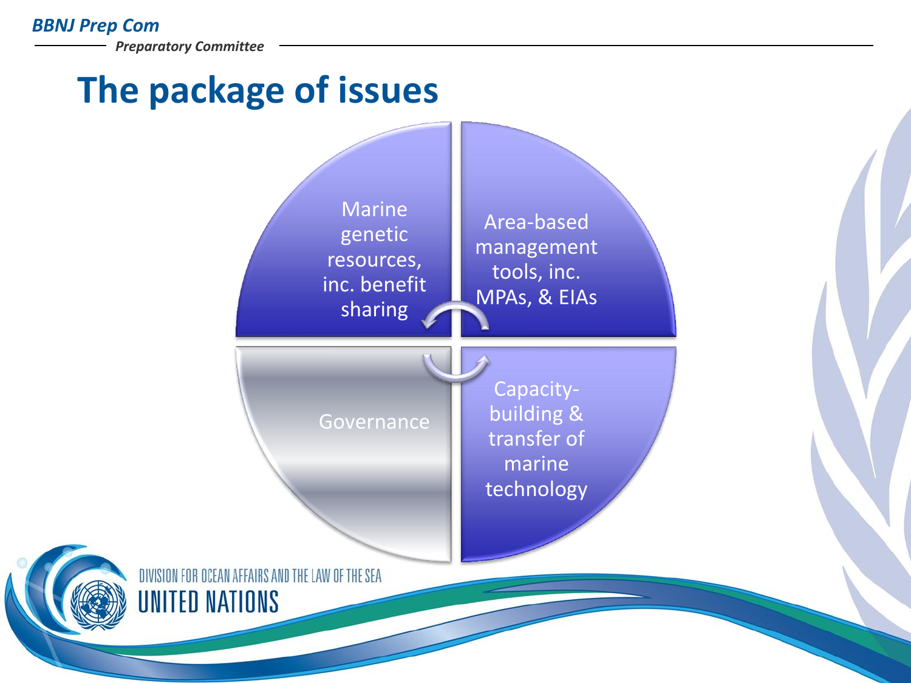# The package of issues

Marine genetic resources, inc. benefit sharing

Area-based management tools, inc. MPAs, & EIAs

Governance

Capacity-building & transfer of marine technology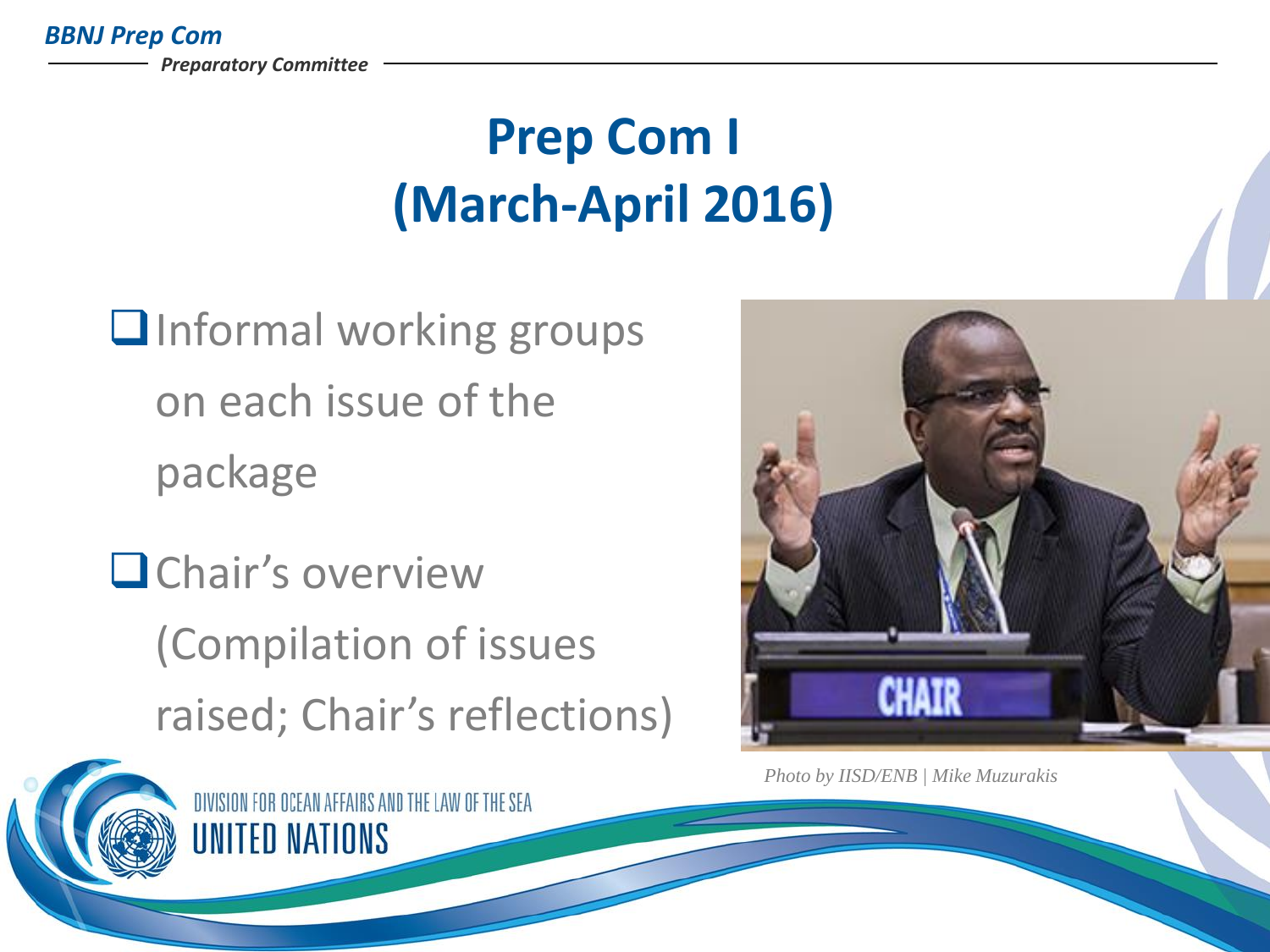# Prep Com I (March-April 2016)

- Informal working groups on each issue of the package
- Chair's overview (Compilation of issues raised; Chair's reflections)

Photo by IISD/ENB | Mike Muzurakis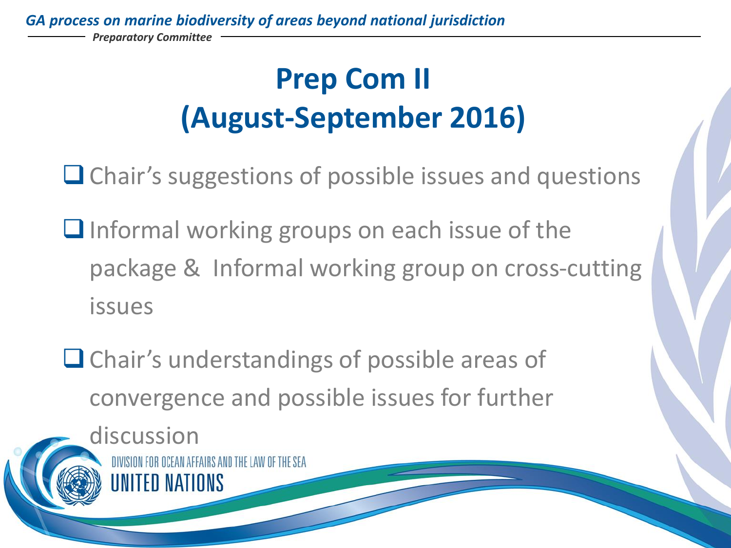# Prep Com II (August-September 2016)

- Chair's suggestions of possible issues and questions
- Informal working groups on each issue of the package & Informal working group on cross-cutting issues
- Chair's understandings of possible areas of convergence and possible issues for further discussion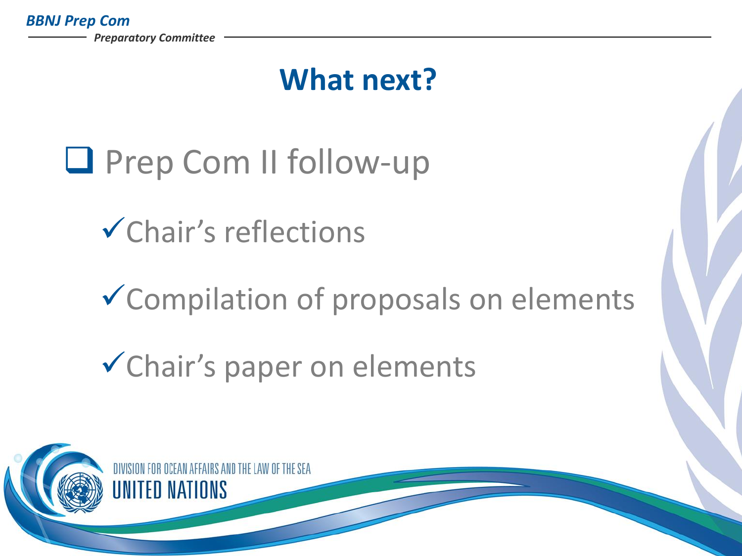# What next?

- Prep Com II follow-up
  - ✓ Chair's reflections
  - ✓ Compilation of proposals on elements
  - ✓ Chair's paper on elements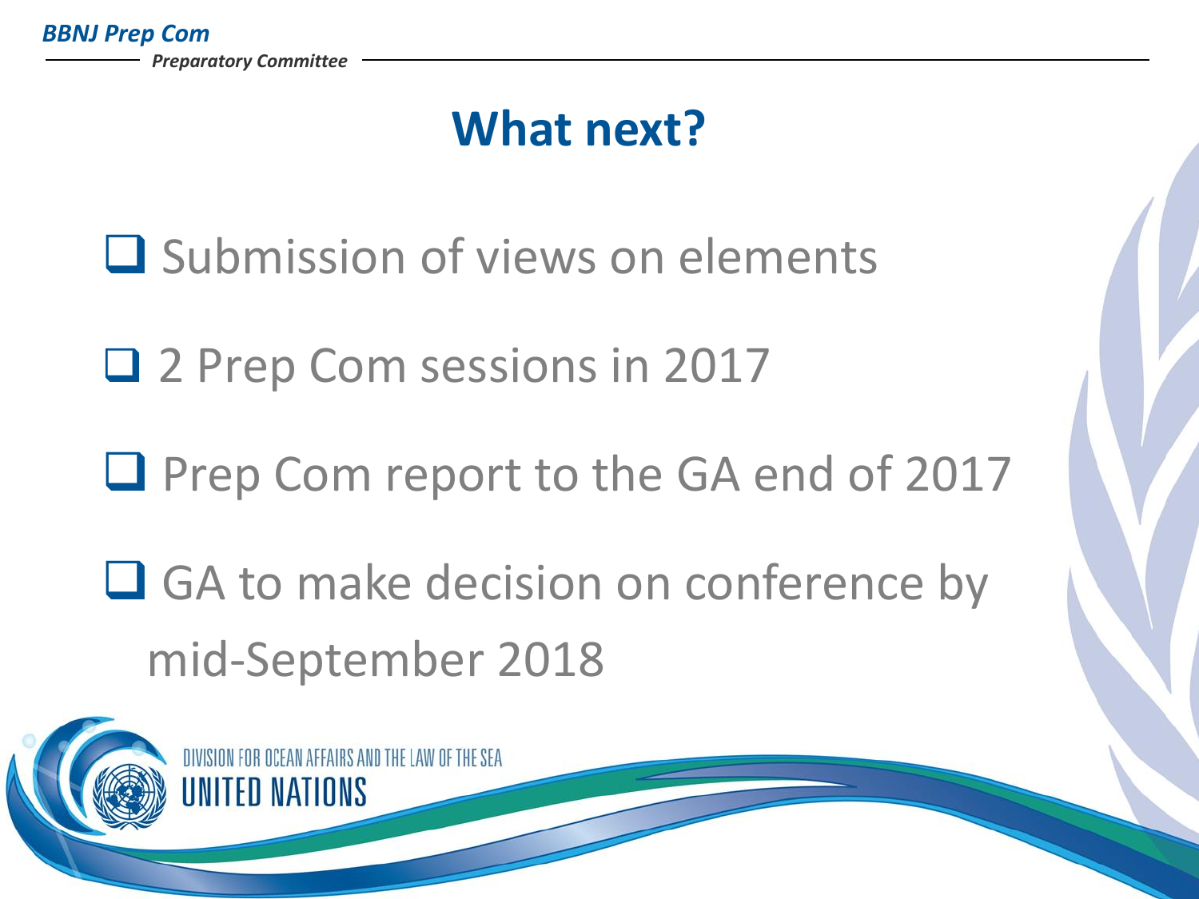# What next?

- Submission of views on elements
- 2 Prep Com sessions in 2017
- Prep Com report to the GA end of 2017
- GA to make decision on conference by mid-September 2018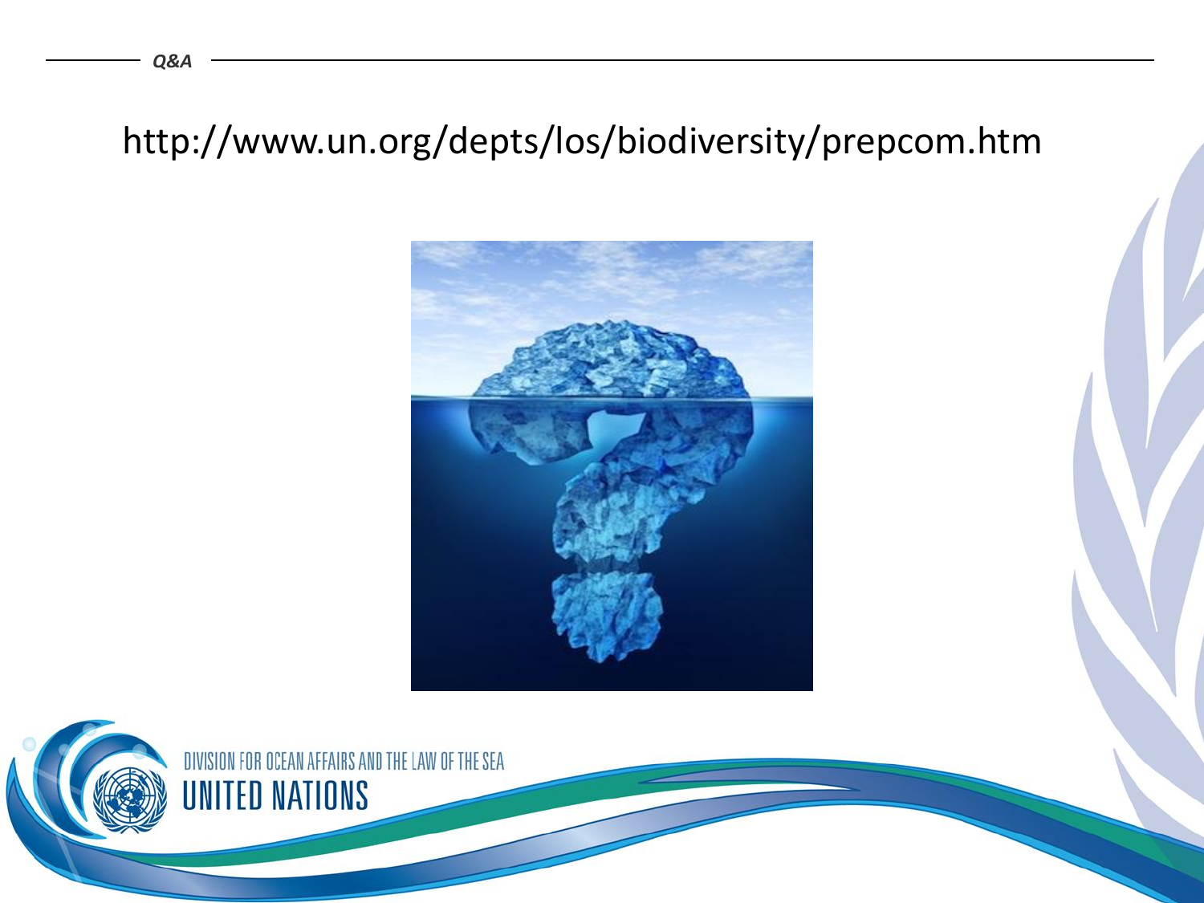## Q&A

http://www.un.org/depts/los/biodiversity/prepcom.htm